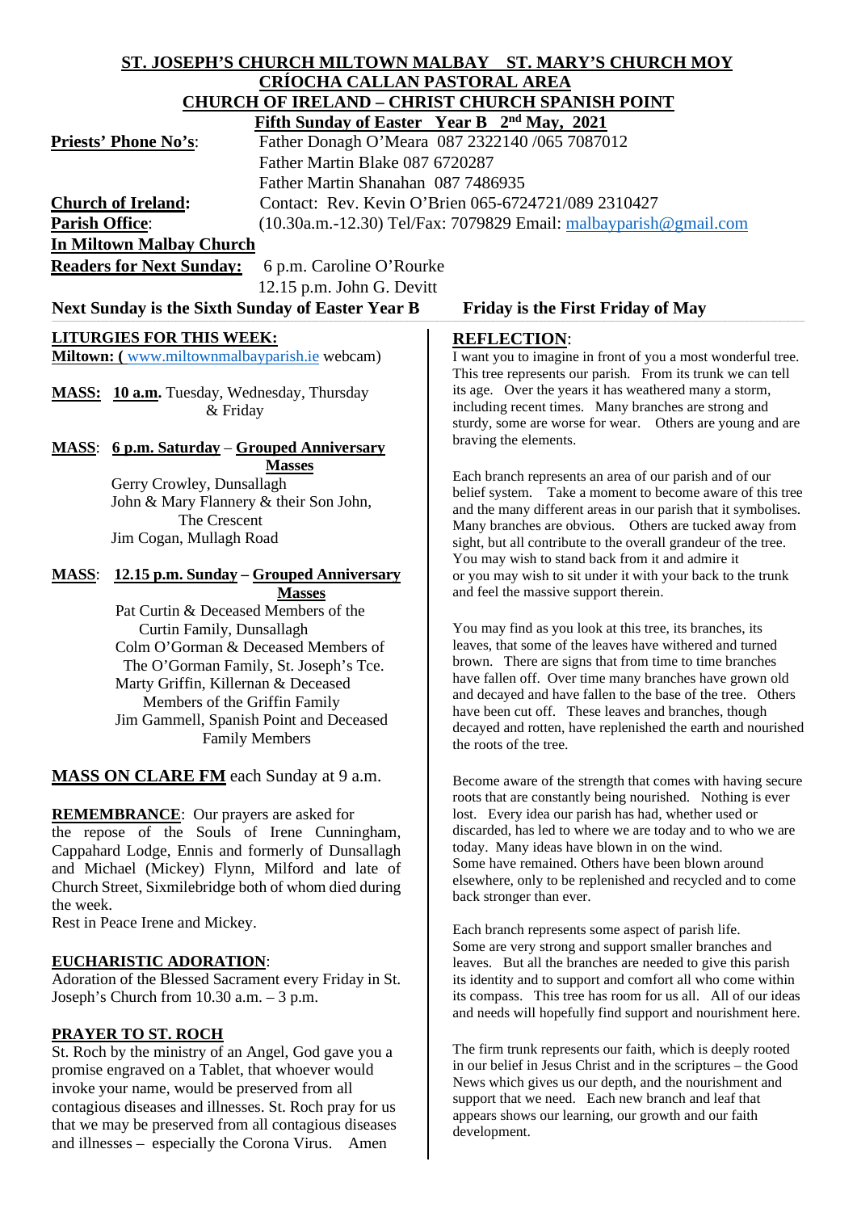# ST. JOSEPH'S CHURCH MILTOWN MALBAY ST. MARY'S CHURCH MOY

## CRÍOCHA CALLAN PASTORAL AREA

## CHURCH OF IRELAND – CHRIST CHURCH SPANISH POINT

**Fifth Sunday of Easter Year B 2nd May, 2021**

**Priests' Phone No's**: Father Donagh O'Meara 087 2322140 /065 7087012
Father Martin Blake 087 6720287
Father Martin Shanahan 087 7486935

**Church of Ireland:** Contact: Rev. Kevin O'Brien 065-6724721/089 2310427

**Parish Office**: (10.30a.m.-12.30) Tel/Fax: 7079829 Email: malbayparish@gmail.com

**In Miltown Malbay Church**

**Readers for Next Sunday:** 6 p.m. Caroline O'Rourke
12.15 p.m. John G. Devitt

**Next Sunday is the Sixth Sunday of Easter Year B** **Friday is the First Friday of May**

### LITURGIES FOR THIS WEEK:

**Miltown: (** www.miltownmalbayparish.ie webcam)

**MASS:** **10 a.m.** Tuesday, Wednesday, Thursday & Friday

**MASS**: **6 p.m. Saturday** – **Grouped Anniversary Masses**

Gerry Crowley, Dunsallagh
John & Mary Flannery & their Son John, The Crescent
Jim Cogan, Mullagh Road

**MASS**: **12.15 p.m. Sunday – Grouped Anniversary Masses**

Pat Curtin & Deceased Members of the Curtin Family, Dunsallagh
Colm O'Gorman & Deceased Members of The O'Gorman Family, St. Joseph's Tce.
Marty Griffin, Killernan & Deceased Members of the Griffin Family
Jim Gammell, Spanish Point and Deceased Family Members

**MASS ON CLARE FM** each Sunday at 9 a.m.

**REMEMBRANCE**: Our prayers are asked for the repose of the Souls of Irene Cunningham, Cappahard Lodge, Ennis and formerly of Dunsallagh and Michael (Mickey) Flynn, Milford and late of Church Street, Sixmilebridge both of whom died during the week.
Rest in Peace Irene and Mickey.

**EUCHARISTIC ADORATION**:
Adoration of the Blessed Sacrament every Friday in St. Joseph's Church from 10.30 a.m. – 3 p.m.

**PRAYER TO ST. ROCH**
St. Roch by the ministry of an Angel, God gave you a promise engraved on a Tablet, that whoever would invoke your name, would be preserved from all contagious diseases and illnesses. St. Roch pray for us that we may be preserved from all contagious diseases and illnesses – especially the Corona Virus. Amen

### REFLECTION:

I want you to imagine in front of you a most wonderful tree. This tree represents our parish. From its trunk we can tell its age. Over the years it has weathered many a storm, including recent times. Many branches are strong and sturdy, some are worse for wear. Others are young and are braving the elements.

Each branch represents an area of our parish and of our belief system. Take a moment to become aware of this tree and the many different areas in our parish that it symbolises. Many branches are obvious. Others are tucked away from sight, but all contribute to the overall grandeur of the tree. You may wish to stand back from it and admire it or you may wish to sit under it with your back to the trunk and feel the massive support therein.

You may find as you look at this tree, its branches, its leaves, that some of the leaves have withered and turned brown. There are signs that from time to time branches have fallen off. Over time many branches have grown old and decayed and have fallen to the base of the tree. Others have been cut off. These leaves and branches, though decayed and rotten, have replenished the earth and nourished the roots of the tree.

Become aware of the strength that comes with having secure roots that are constantly being nourished. Nothing is ever lost. Every idea our parish has had, whether used or discarded, has led to where we are today and to who we are today. Many ideas have blown in on the wind.
Some have remained. Others have been blown around elsewhere, only to be replenished and recycled and to come back stronger than ever.

Each branch represents some aspect of parish life.
Some are very strong and support smaller branches and leaves. But all the branches are needed to give this parish its identity and to support and comfort all who come within its compass. This tree has room for us all. All of our ideas and needs will hopefully find support and nourishment here.

The firm trunk represents our faith, which is deeply rooted in our belief in Jesus Christ and in the scriptures – the Good News which gives us our depth, and the nourishment and support that we need. Each new branch and leaf that appears shows our learning, our growth and our faith development.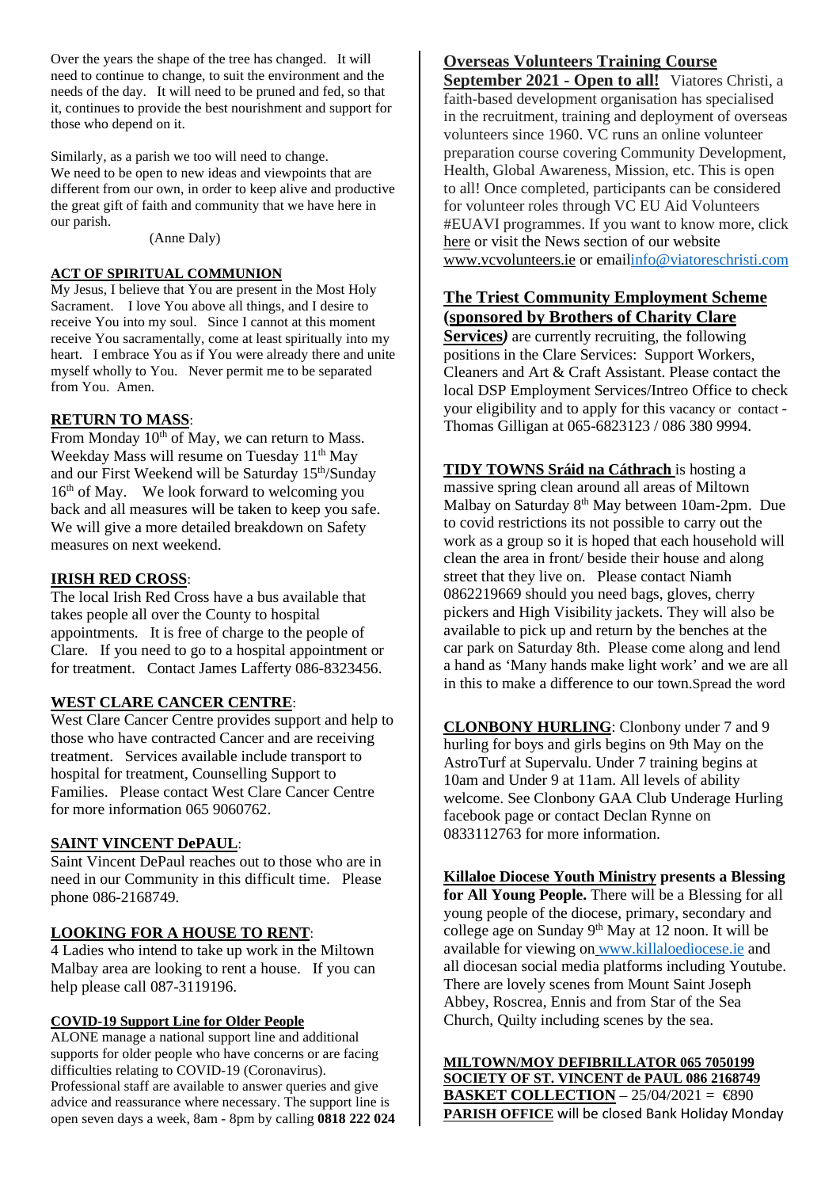Over the years the shape of the tree has changed. It will need to continue to change, to suit the environment and the needs of the day. It will need to be pruned and fed, so that it, continues to provide the best nourishment and support for those who depend on it.

Similarly, as a parish we too will need to change. We need to be open to new ideas and viewpoints that are different from our own, in order to keep alive and productive the great gift of faith and community that we have here in our parish.

(Anne Daly)

**ACT OF SPIRITUAL COMMUNION**

My Jesus, I believe that You are present in the Most Holy Sacrament. I love You above all things, and I desire to receive You into my soul. Since I cannot at this moment receive You sacramentally, come at least spiritually into my heart. I embrace You as if You were already there and unite myself wholly to You. Never permit me to be separated from You. Amen.

**RETURN TO MASS**:
From Monday 10th of May, we can return to Mass. Weekday Mass will resume on Tuesday 11th May and our First Weekend will be Saturday 15th/Sunday 16th of May. We look forward to welcoming you back and all measures will be taken to keep you safe. We will give a more detailed breakdown on Safety measures on next weekend.

**IRISH RED CROSS**:
The local Irish Red Cross have a bus available that takes people all over the County to hospital appointments. It is free of charge to the people of Clare. If you need to go to a hospital appointment or for treatment. Contact James Lafferty 086-8323456.

**WEST CLARE CANCER CENTRE**:
West Clare Cancer Centre provides support and help to those who have contracted Cancer and are receiving treatment. Services available include transport to hospital for treatment, Counselling Support to Families. Please contact West Clare Cancer Centre for more information 065 9060762.

**SAINT VINCENT DePAUL**:
Saint Vincent DePaul reaches out to those who are in need in our Community in this difficult time. Please phone 086-2168749.

**LOOKING FOR A HOUSE TO RENT**:
4 Ladies who intend to take up work in the Miltown Malbay area are looking to rent a house. If you can help please call 087-3119196.

**COVID-19 Support Line for Older People**

ALONE manage a national support line and additional supports for older people who have concerns or are facing difficulties relating to COVID-19 (Coronavirus). Professional staff are available to answer queries and give advice and reassurance where necessary. The support line is open seven days a week, 8am - 8pm by calling **0818 222 024**

**Overseas Volunteers Training Course September 2021 - Open to all!** Viatores Christi, a faith-based development organisation has specialised in the recruitment, training and deployment of overseas volunteers since 1960. VC runs an online volunteer preparation course covering Community Development, Health, Global Awareness, Mission, etc. This is open to all! Once completed, participants can be considered for volunteer roles through VC EU Aid Volunteers #EUAVI programmes. If you want to know more, click here or visit the News section of our website www.vcvolunteers.ie or email info@viatoreschristi.com

**The Triest Community Employment Scheme (sponsored by Brothers of Charity Clare Services)** are currently recruiting, the following positions in the Clare Services: Support Workers, Cleaners and Art & Craft Assistant. Please contact the local DSP Employment Services/Intreo Office to check your eligibility and to apply for this vacancy or contact - Thomas Gilligan at 065-6823123 / 086 380 9994.

**TIDY TOWNS Sráid na Cáthrach** is hosting a massive spring clean around all areas of Miltown Malbay on Saturday 8th May between 10am-2pm. Due to covid restrictions its not possible to carry out the work as a group so it is hoped that each household will clean the area in front/ beside their house and along street that they live on. Please contact Niamh 0862219669 should you need bags, gloves, cherry pickers and High Visibility jackets. They will also be available to pick up and return by the benches at the car park on Saturday 8th. Please come along and lend a hand as 'Many hands make light work' and we are all in this to make a difference to our town.Spread the word

**CLONBONY HURLING**: Clonbony under 7 and 9 hurling for boys and girls begins on 9th May on the AstroTurf at Supervalu. Under 7 training begins at 10am and Under 9 at 11am. All levels of ability welcome. See Clonbony GAA Club Underage Hurling facebook page or contact Declan Rynne on 0833112763 for more information.

**Killaloe Diocese Youth Ministry presents a Blessing for All Young People.** There will be a Blessing for all young people of the diocese, primary, secondary and college age on Sunday 9th May at 12 noon. It will be available for viewing on www.killaloediocese.ie and all diocesan social media platforms including Youtube. There are lovely scenes from Mount Saint Joseph Abbey, Roscrea, Ennis and from Star of the Sea Church, Quilty including scenes by the sea.

**MILTOWN/MOY DEFIBRILLATOR 065 7050199**
**SOCIETY OF ST. VINCENT de PAUL 086 2168749**
**BASKET COLLECTION** – 25/04/2021 = €890
**PARISH OFFICE** will be closed Bank Holiday Monday